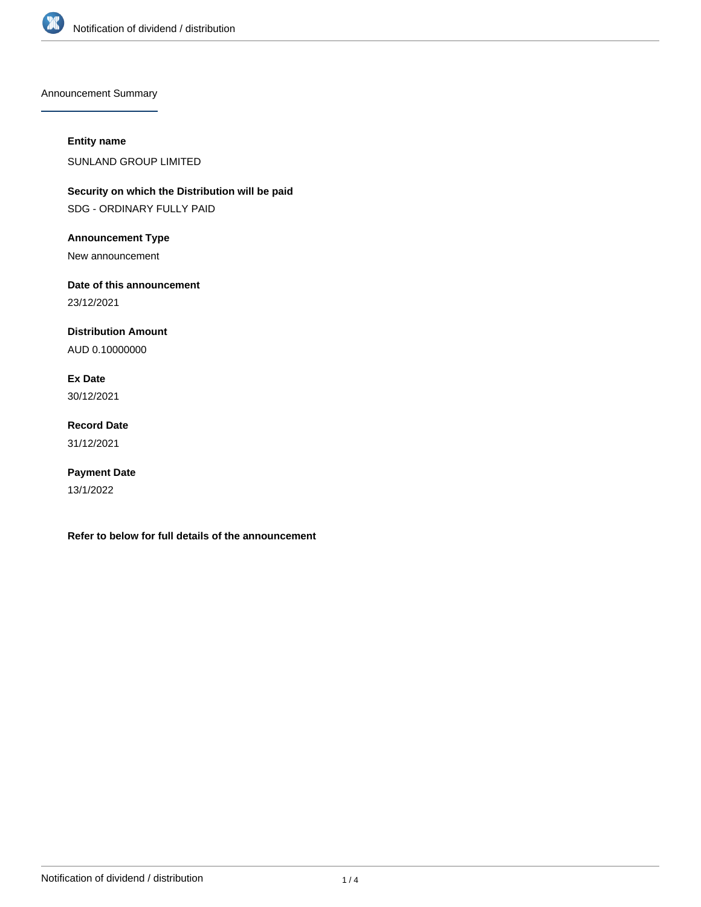## Announcement Summary

**Entity name**

SUNLAND GROUP LIMITED

**Security on which the Distribution will be paid**

SDG - ORDINARY FULLY PAID

**Announcement Type**

New announcement

**Date of this announcement**

23/12/2021

**Distribution Amount**

AUD 0.10000000

**Ex Date**

30/12/2021

**Record Date**

31/12/2021

**Payment Date**

13/1/2022

**Refer to below for full details of the announcement**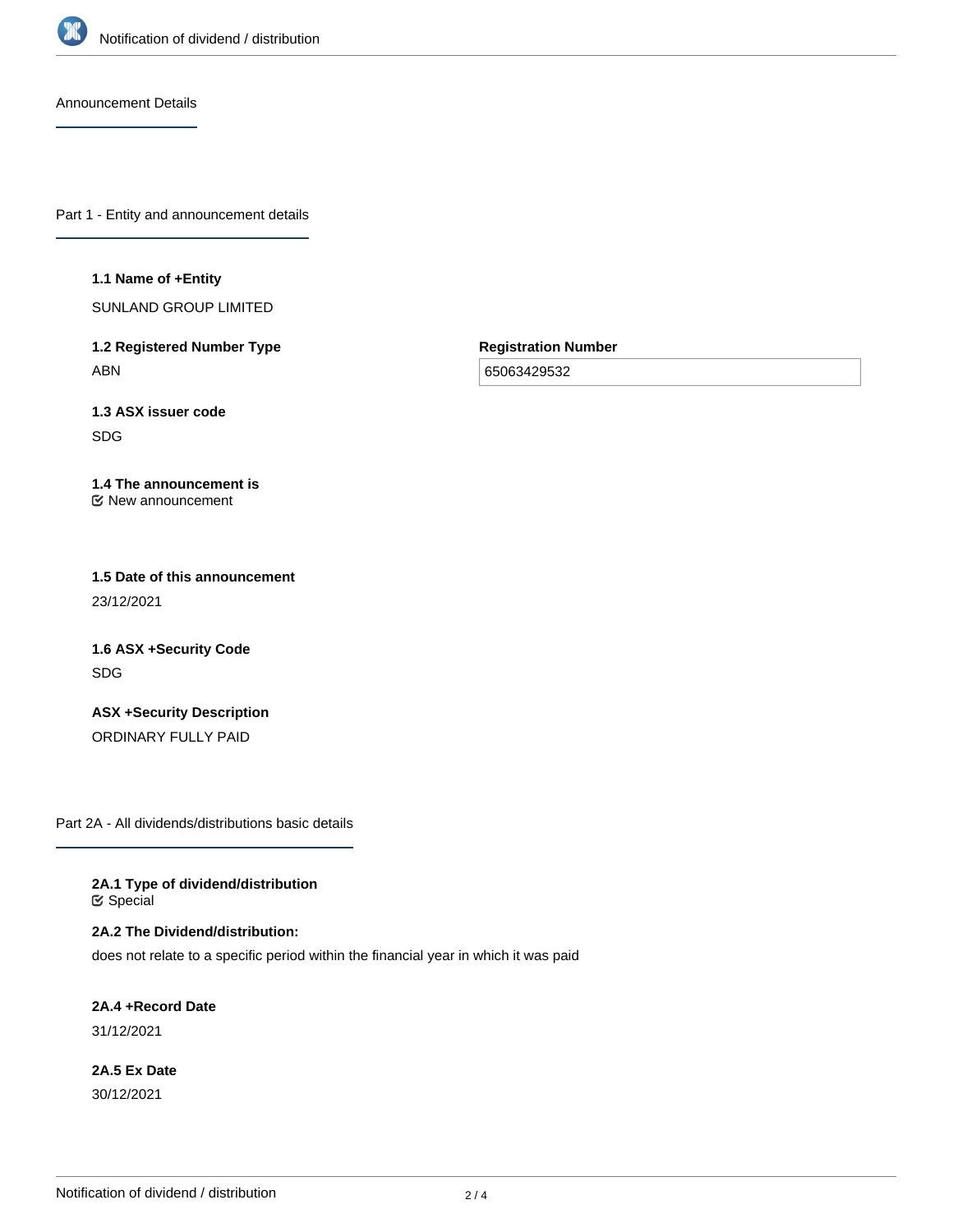Announcement Details

## Part 1 - Entity and announcement details

**1.1 Name of +Entity**

SUNLAND GROUP LIMITED

**1.2 Registered Number Type**

ABN

**Registration Number**

65063429532

**1.3 ASX issuer code**

SDG

**1.4 The announcement is**

New announcement

**1.5 Date of this announcement**

23/12/2021

**1.6 ASX +Security Code**

SDG

**ASX +Security Description**

ORDINARY FULLY PAID

## Part 2A - All dividends/distributions basic details

**2A.1 Type of dividend/distribution**

Special

**2A.2 The Dividend/distribution:**

does not relate to a specific period within the financial year in which it was paid

**2A.4 +Record Date**

31/12/2021

**2A.5 Ex Date**

30/12/2021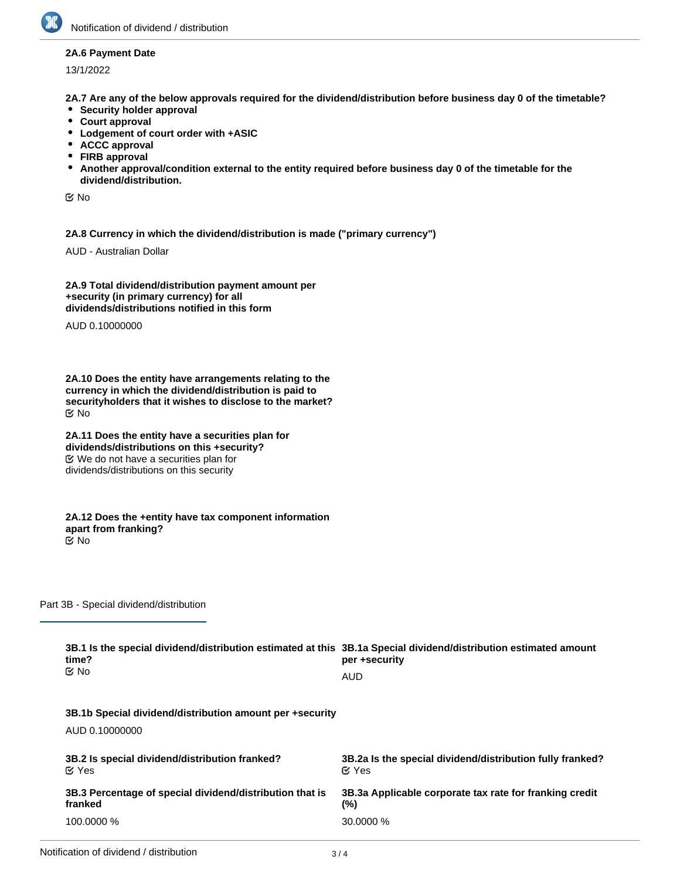**2A.6 Payment Date**

13/1/2022

**2A.7 Are any of the below approvals required for the dividend/distribution before business day 0 of the timetable?**

- **Security holder approval**
- **Court approval**
- **Lodgement of court order with +ASIC**
- **ACCC approval**
- **FIRB approval**
- **Another approval/condition external to the entity required before business day 0 of the timetable for the dividend/distribution.**

☑ No

**2A.8 Currency in which the dividend/distribution is made ("primary currency")**

AUD - Australian Dollar

**2A.9 Total dividend/distribution payment amount per +security (in primary currency) for all dividends/distributions notified in this form**

AUD 0.10000000

**2A.10 Does the entity have arrangements relating to the currency in which the dividend/distribution is paid to securityholders that it wishes to disclose to the market?**

☑ No

**2A.11 Does the entity have a securities plan for dividends/distributions on this +security?**

☑ We do not have a securities plan for dividends/distributions on this security

**2A.12 Does the +entity have tax component information apart from franking?**

☑ No

## Part 3B - Special dividend/distribution

**3B.1 Is the special dividend/distribution estimated at this time?**

☑ No

**3B.1a Special dividend/distribution estimated amount per +security**

AUD

**3B.1b Special dividend/distribution amount per +security**

AUD 0.10000000

**3B.2 Is special dividend/distribution franked?**

☑ Yes

**3B.2a Is the special dividend/distribution fully franked?**

☑ Yes

**3B.3 Percentage of special dividend/distribution that is franked**

100.0000 %

**3B.3a Applicable corporate tax rate for franking credit (%)**

30.0000 %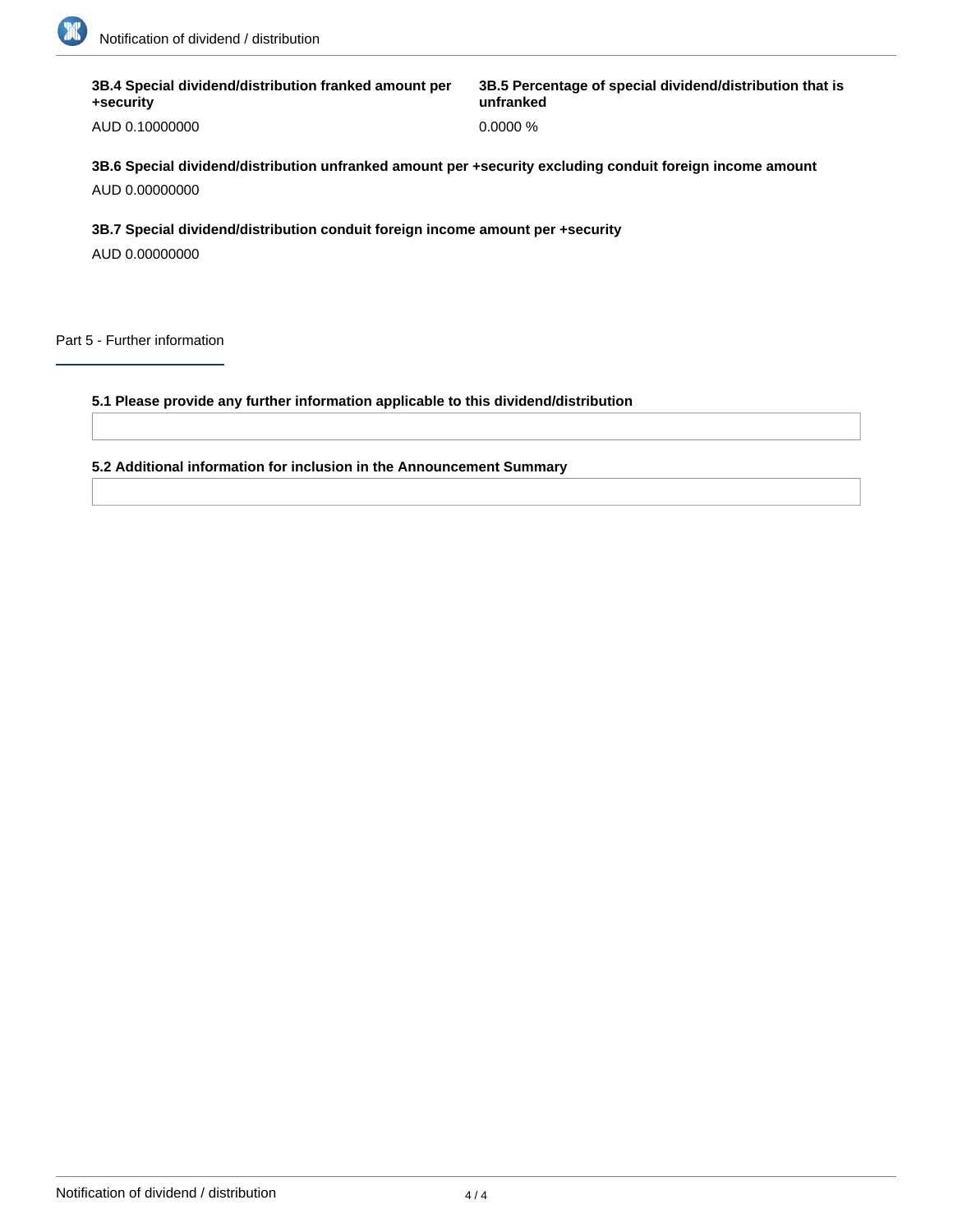**3B.4 Special dividend/distribution franked amount per +security**

AUD 0.10000000

**3B.5 Percentage of special dividend/distribution that is unfranked**

0.0000 %

**3B.6 Special dividend/distribution unfranked amount per +security excluding conduit foreign income amount**

AUD 0.00000000

**3B.7 Special dividend/distribution conduit foreign income amount per +security**

AUD 0.00000000

## Part 5 - Further information

**5.1 Please provide any further information applicable to this dividend/distribution**

**5.2 Additional information for inclusion in the Announcement Summary**